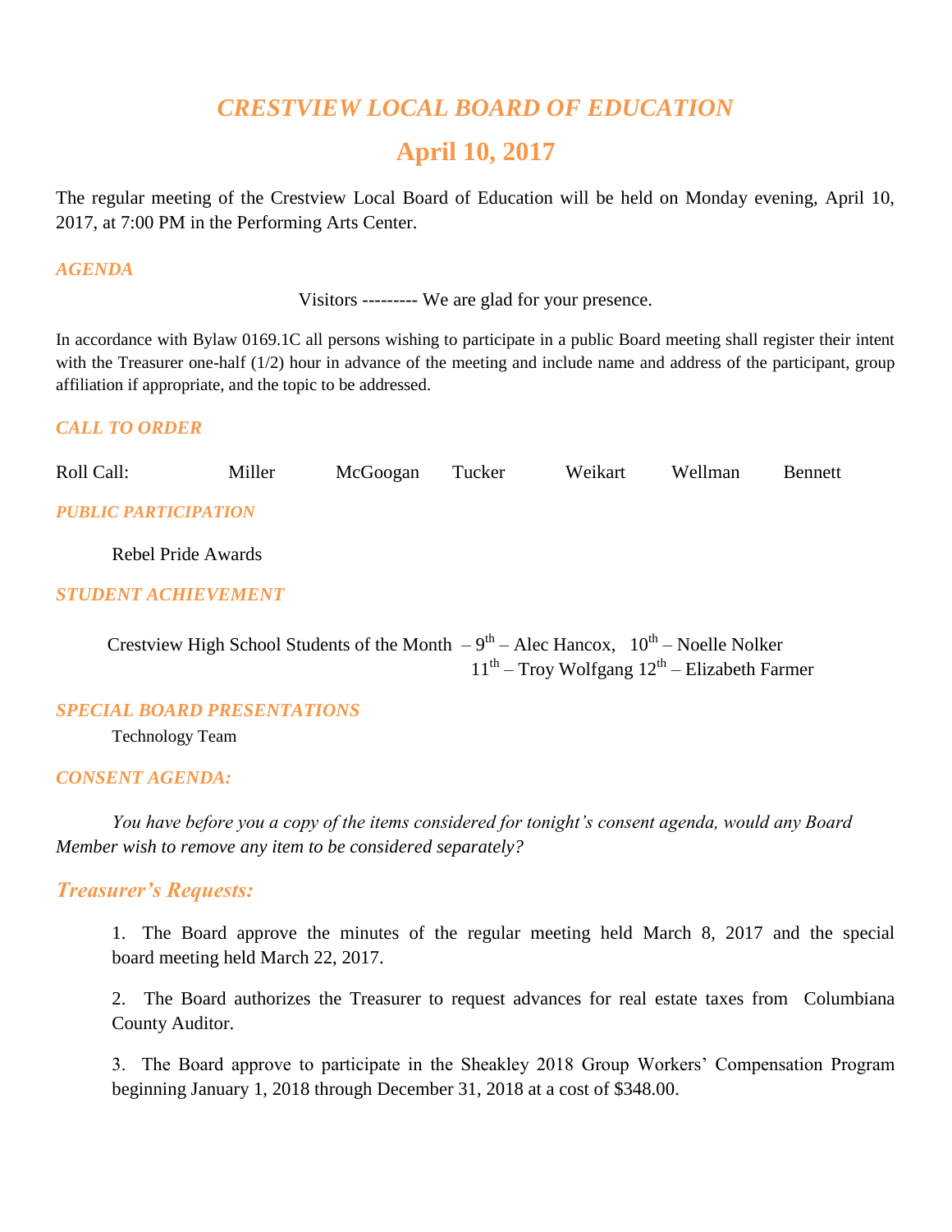# *CRESTVIEW LOCAL BOARD OF EDUCATION*

## April 10, 2017

The regular meeting of the Crestview Local Board of Education will be held on Monday evening, April 10, 2017, at 7:00 PM in the Performing Arts Center.

### *AGENDA*

Visitors --------- We are glad for your presence.

In accordance with Bylaw 0169.1C all persons wishing to participate in a public Board meeting shall register their intent with the Treasurer one-half (1/2) hour in advance of the meeting and include name and address of the participant, group affiliation if appropriate, and the topic to be addressed.

### *CALL TO ORDER*

Roll Call: Miller McGoogan Tucker Weikart Wellman Bennett

### *PUBLIC PARTICIPATION*

Rebel Pride Awards

### *STUDENT ACHIEVEMENT*

Crestview High School Students of the Month – 9th – Alec Hancox, 10th – Noelle Nolker
11th – Troy Wolfgang 12th – Elizabeth Farmer

### *SPECIAL BOARD PRESENTATIONS*

Technology Team

### *CONSENT AGENDA:*

*You have before you a copy of the items considered for tonight's consent agenda, would any Board Member wish to remove any item to be considered separately?*

## *Treasurer's Requests:*

1. The Board approve the minutes of the regular meeting held March 8, 2017 and the special board meeting held March 22, 2017.

2. The Board authorizes the Treasurer to request advances for real estate taxes from Columbiana County Auditor.

3. The Board approve to participate in the Sheakley 2018 Group Workers' Compensation Program beginning January 1, 2018 through December 31, 2018 at a cost of $348.00.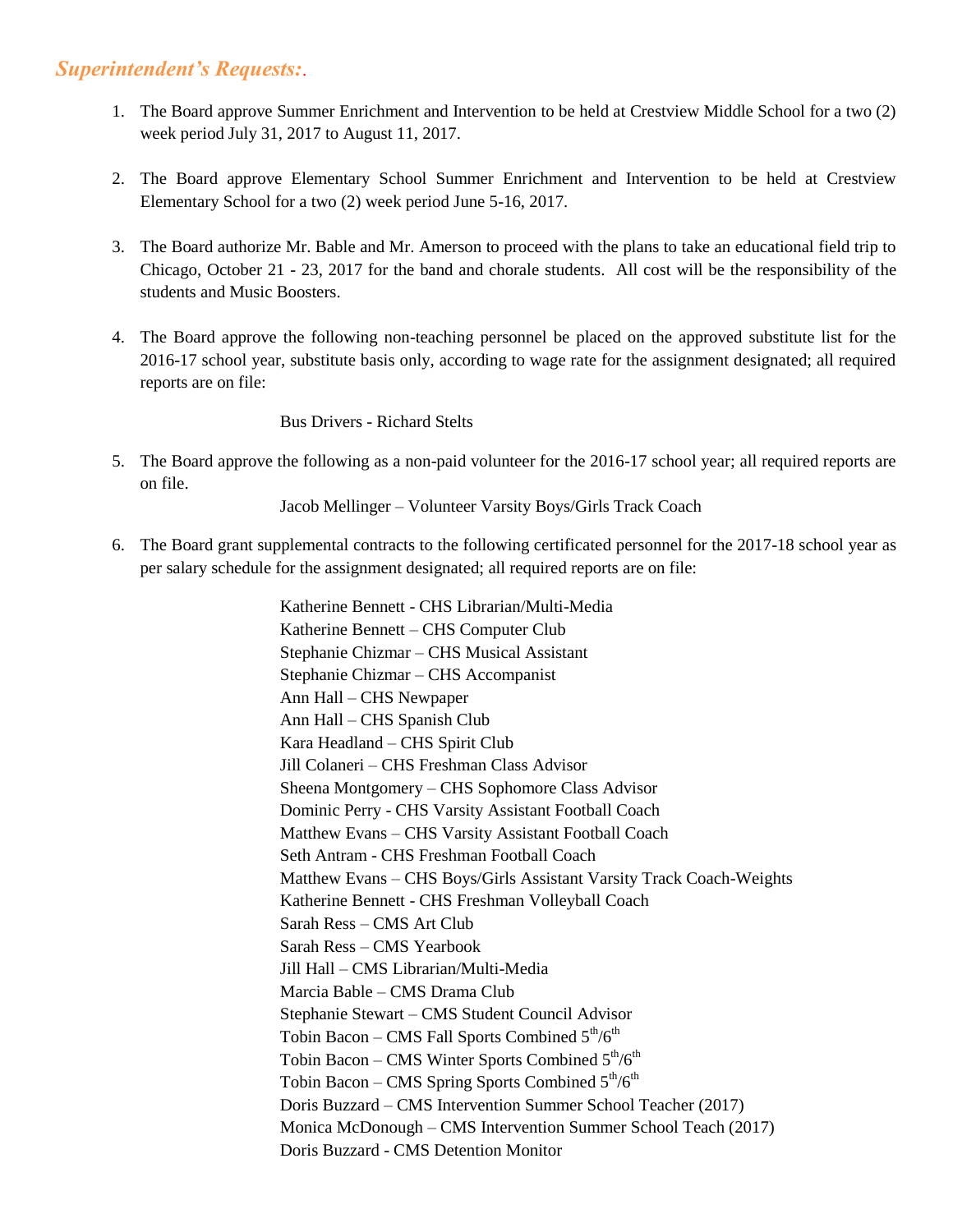## *Superintendent's Requests:*.

1. The Board approve Summer Enrichment and Intervention to be held at Crestview Middle School for a two (2) week period July 31, 2017 to August 11, 2017.

2. The Board approve Elementary School Summer Enrichment and Intervention to be held at Crestview Elementary School for a two (2) week period June 5-16, 2017.

3. The Board authorize Mr. Bable and Mr. Amerson to proceed with the plans to take an educational field trip to Chicago, October 21 - 23, 2017 for the band and chorale students. All cost will be the responsibility of the students and Music Boosters.

4. The Board approve the following non-teaching personnel be placed on the approved substitute list for the 2016-17 school year, substitute basis only, according to wage rate for the assignment designated; all required reports are on file:

   Bus Drivers - Richard Stelts

5. The Board approve the following as a non-paid volunteer for the 2016-17 school year; all required reports are on file.

   Jacob Mellinger – Volunteer Varsity Boys/Girls Track Coach

6. The Board grant supplemental contracts to the following certificated personnel for the 2017-18 school year as per salary schedule for the assignment designated; all required reports are on file:

   Katherine Bennett - CHS Librarian/Multi-Media
   Katherine Bennett – CHS Computer Club
   Stephanie Chizmar – CHS Musical Assistant
   Stephanie Chizmar – CHS Accompanist
   Ann Hall – CHS Newpaper
   Ann Hall – CHS Spanish Club
   Kara Headland – CHS Spirit Club
   Jill Colaneri – CHS Freshman Class Advisor
   Sheena Montgomery – CHS Sophomore Class Advisor
   Dominic Perry - CHS Varsity Assistant Football Coach
   Matthew Evans – CHS Varsity Assistant Football Coach
   Seth Antram - CHS Freshman Football Coach
   Matthew Evans – CHS Boys/Girls Assistant Varsity Track Coach-Weights
   Katherine Bennett - CHS Freshman Volleyball Coach
   Sarah Ress – CMS Art Club
   Sarah Ress – CMS Yearbook
   Jill Hall – CMS Librarian/Multi-Media
   Marcia Bable – CMS Drama Club
   Stephanie Stewart – CMS Student Council Advisor
   Tobin Bacon – CMS Fall Sports Combined 5th/6th
   Tobin Bacon – CMS Winter Sports Combined 5th/6th
   Tobin Bacon – CMS Spring Sports Combined 5th/6th
   Doris Buzzard – CMS Intervention Summer School Teacher (2017)
   Monica McDonough – CMS Intervention Summer School Teach (2017)
   Doris Buzzard - CMS Detention Monitor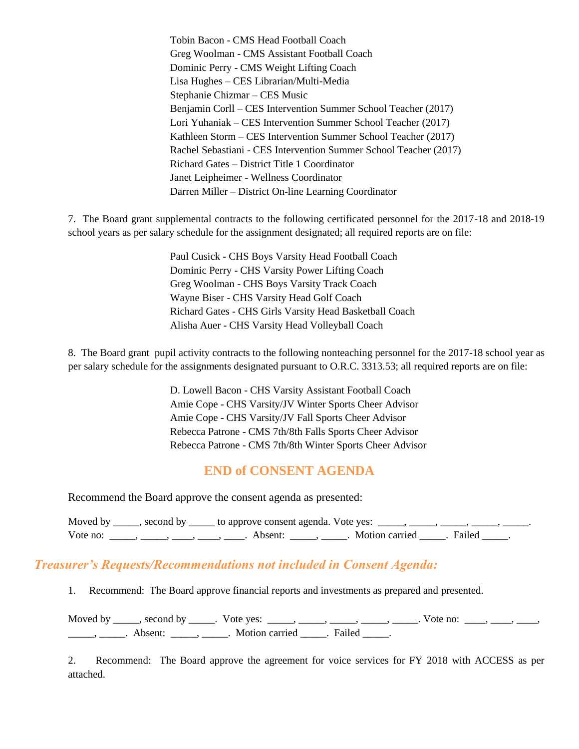Tobin Bacon - CMS Head Football Coach
Greg Woolman - CMS Assistant Football Coach
Dominic Perry - CMS Weight Lifting Coach
Lisa Hughes – CES Librarian/Multi-Media
Stephanie Chizmar – CES Music
Benjamin Corll – CES Intervention Summer School Teacher (2017)
Lori Yuhaniak – CES Intervention Summer School Teacher (2017)
Kathleen Storm – CES Intervention Summer School Teacher (2017)
Rachel Sebastiani - CES Intervention Summer School Teacher (2017)
Richard Gates – District Title 1 Coordinator
Janet Leipheimer - Wellness Coordinator
Darren Miller – District On-line Learning Coordinator

7. The Board grant supplemental contracts to the following certificated personnel for the 2017-18 and 2018-19 school years as per salary schedule for the assignment designated; all required reports are on file:

Paul Cusick - CHS Boys Varsity Head Football Coach
Dominic Perry - CHS Varsity Power Lifting Coach
Greg Woolman - CHS Boys Varsity Track Coach
Wayne Biser - CHS Varsity Head Golf Coach
Richard Gates - CHS Girls Varsity Head Basketball Coach
Alisha Auer - CHS Varsity Head Volleyball Coach

8. The Board grant pupil activity contracts to the following nonteaching personnel for the 2017-18 school year as per salary schedule for the assignments designated pursuant to O.R.C. 3313.53; all required reports are on file:

D. Lowell Bacon - CHS Varsity Assistant Football Coach
Amie Cope - CHS Varsity/JV Winter Sports Cheer Advisor
Amie Cope - CHS Varsity/JV Fall Sports Cheer Advisor
Rebecca Patrone - CMS 7th/8th Falls Sports Cheer Advisor
Rebecca Patrone - CMS 7th/8th Winter Sports Cheer Advisor

## END of CONSENT AGENDA

Recommend the Board approve the consent agenda as presented:

Moved by _____, second by _____ to approve consent agenda. Vote yes: _____, _____, _____, _____, _____. Vote no: _____, _____, ____, ____, ____. Absent: _____, _____. Motion carried _____. Failed _____.

## *Treasurer's Requests/Recommendations not included in Consent Agenda:*

1. Recommend: The Board approve financial reports and investments as prepared and presented.

Moved by _____, second by _____. Vote yes: _____, _____, _____, _____, _____. Vote no: ____, ____, ____, _____, _____. Absent: _____, _____. Motion carried _____. Failed _____.

2. Recommend: The Board approve the agreement for voice services for FY 2018 with ACCESS as per attached.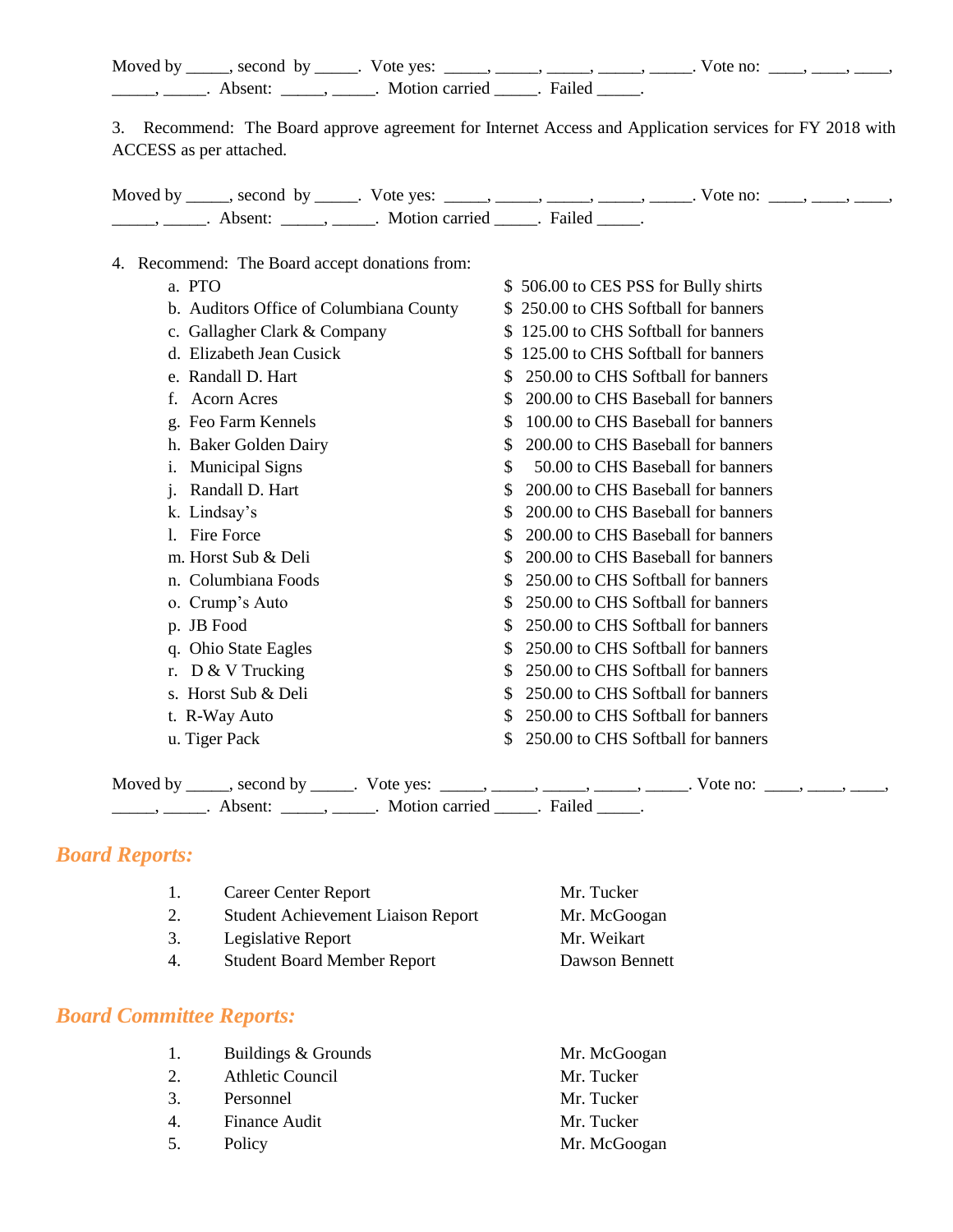Moved by _____, second by _____. Vote yes: _____, _____, _____, _____, _____. Vote no: ____, ____, ____, _____, _____. Absent: _____, _____. Motion carried _____. Failed _____.

3. Recommend: The Board approve agreement for Internet Access and Application services for FY 2018 with ACCESS as per attached.

Moved by _____, second by _____. Vote yes: _____, _____, _____, _____, _____. Vote no: ____, ____, ____, _____, _____. Absent: _____, _____. Motion carried _____. Failed _____.

4. Recommend: The Board accept donations from:

| | |
|---|---|
| a. PTO | $ 506.00 to CES PSS for Bully shirts |
| b. Auditors Office of Columbiana County | $ 250.00 to CHS Softball for banners |
| c. Gallagher Clark & Company | $ 125.00 to CHS Softball for banners |
| d. Elizabeth Jean Cusick | $ 125.00 to CHS Softball for banners |
| e. Randall D. Hart | $ 250.00 to CHS Softball for banners |
| f. Acorn Acres | $ 200.00 to CHS Baseball for banners |
| g. Feo Farm Kennels | $ 100.00 to CHS Baseball for banners |
| h. Baker Golden Dairy | $ 200.00 to CHS Baseball for banners |
| i. Municipal Signs | $ 50.00 to CHS Baseball for banners |
| j. Randall D. Hart | $ 200.00 to CHS Baseball for banners |
| k. Lindsay's | $ 200.00 to CHS Baseball for banners |
| l. Fire Force | $ 200.00 to CHS Baseball for banners |
| m. Horst Sub & Deli | $ 200.00 to CHS Baseball for banners |
| n. Columbiana Foods | $ 250.00 to CHS Softball for banners |
| o. Crump's Auto | $ 250.00 to CHS Softball for banners |
| p. JB Food | $ 250.00 to CHS Softball for banners |
| q. Ohio State Eagles | $ 250.00 to CHS Softball for banners |
| r. D & V Trucking | $ 250.00 to CHS Softball for banners |
| s. Horst Sub & Deli | $ 250.00 to CHS Softball for banners |
| t. R-Way Auto | $ 250.00 to CHS Softball for banners |
| u. Tiger Pack | $ 250.00 to CHS Softball for banners |

Moved by _____, second by _____. Vote yes: _____, _____, _____, _____, _____. Vote no: ____, ____, ____, _____, _____. Absent: _____, _____. Motion carried _____. Failed _____.

## *Board Reports:*

| | | |
|---|---|---|
| 1. | Career Center Report | Mr. Tucker |
| 2. | Student Achievement Liaison Report | Mr. McGoogan |
| 3. | Legislative Report | Mr. Weikart |
| 4. | Student Board Member Report | Dawson Bennett |

## *Board Committee Reports:*

| | | |
|---|---|---|
| 1. | Buildings & Grounds | Mr. McGoogan |
| 2. | Athletic Council | Mr. Tucker |
| 3. | Personnel | Mr. Tucker |
| 4. | Finance Audit | Mr. Tucker |
| 5. | Policy | Mr. McGoogan |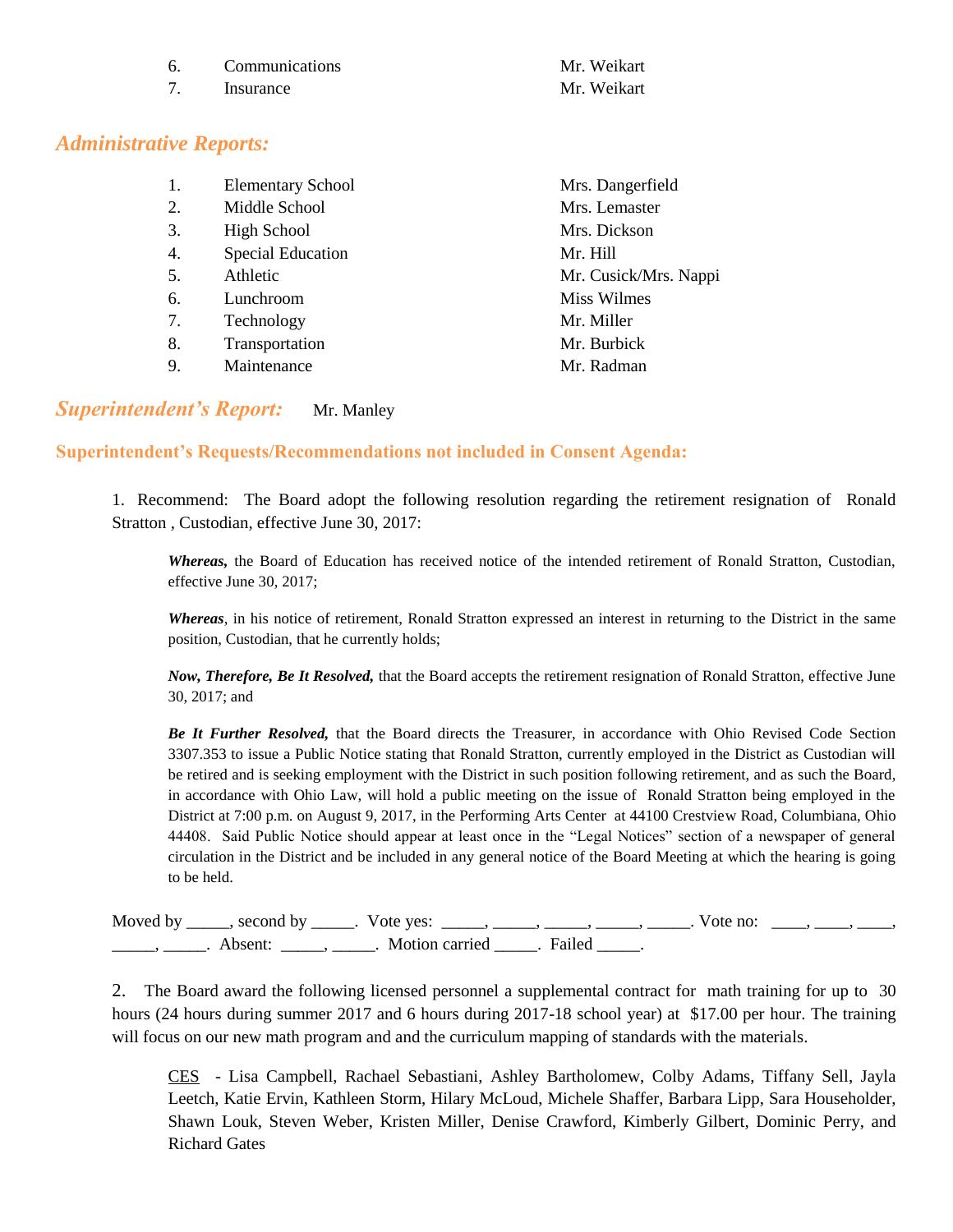| | | |
|---|---|---|
| 6. | Communications | Mr. Weikart |
| 7. | Insurance | Mr. Weikart |

## *Administrative Reports:*

| | | |
|---|---|---|
| 1. | Elementary School | Mrs. Dangerfield |
| 2. | Middle School | Mrs. Lemaster |
| 3. | High School | Mrs. Dickson |
| 4. | Special Education | Mr. Hill |
| 5. | Athletic | Mr. Cusick/Mrs. Nappi |
| 6. | Lunchroom | Miss Wilmes |
| 7. | Technology | Mr. Miller |
| 8. | Transportation | Mr. Burbick |
| 9. | Maintenance | Mr. Radman |

## *Superintendent's Report:* Mr. Manley

### Superintendent's Requests/Recommendations not included in Consent Agenda:

1. Recommend: The Board adopt the following resolution regarding the retirement resignation of Ronald Stratton , Custodian, effective June 30, 2017:

> ***Whereas,*** the Board of Education has received notice of the intended retirement of Ronald Stratton, Custodian, effective June 30, 2017;
>
> ***Whereas***, in his notice of retirement, Ronald Stratton expressed an interest in returning to the District in the same position, Custodian, that he currently holds;
>
> ***Now, Therefore, Be It Resolved,*** that the Board accepts the retirement resignation of Ronald Stratton, effective June 30, 2017; and
>
> ***Be It Further Resolved,*** that the Board directs the Treasurer, in accordance with Ohio Revised Code Section 3307.353 to issue a Public Notice stating that Ronald Stratton, currently employed in the District as Custodian will be retired and is seeking employment with the District in such position following retirement, and as such the Board, in accordance with Ohio Law, will hold a public meeting on the issue of Ronald Stratton being employed in the District at 7:00 p.m. on August 9, 2017, in the Performing Arts Center at 44100 Crestview Road, Columbiana, Ohio 44408. Said Public Notice should appear at least once in the "Legal Notices" section of a newspaper of general circulation in the District and be included in any general notice of the Board Meeting at which the hearing is going to be held.

Moved by _____, second by _____. Vote yes: _____, _____, _____, _____, _____. Vote no: ____, ____, ____, _____, _____. Absent: _____, _____. Motion carried _____. Failed _____.

2. The Board award the following licensed personnel a supplemental contract for math training for up to 30 hours (24 hours during summer 2017 and 6 hours during 2017-18 school year) at $17.00 per hour. The training will focus on our new math program and and the curriculum mapping of standards with the materials.

> <u>CES</u> - Lisa Campbell, Rachael Sebastiani, Ashley Bartholomew, Colby Adams, Tiffany Sell, Jayla Leetch, Katie Ervin, Kathleen Storm, Hilary McLoud, Michele Shaffer, Barbara Lipp, Sara Householder, Shawn Louk, Steven Weber, Kristen Miller, Denise Crawford, Kimberly Gilbert, Dominic Perry, and Richard Gates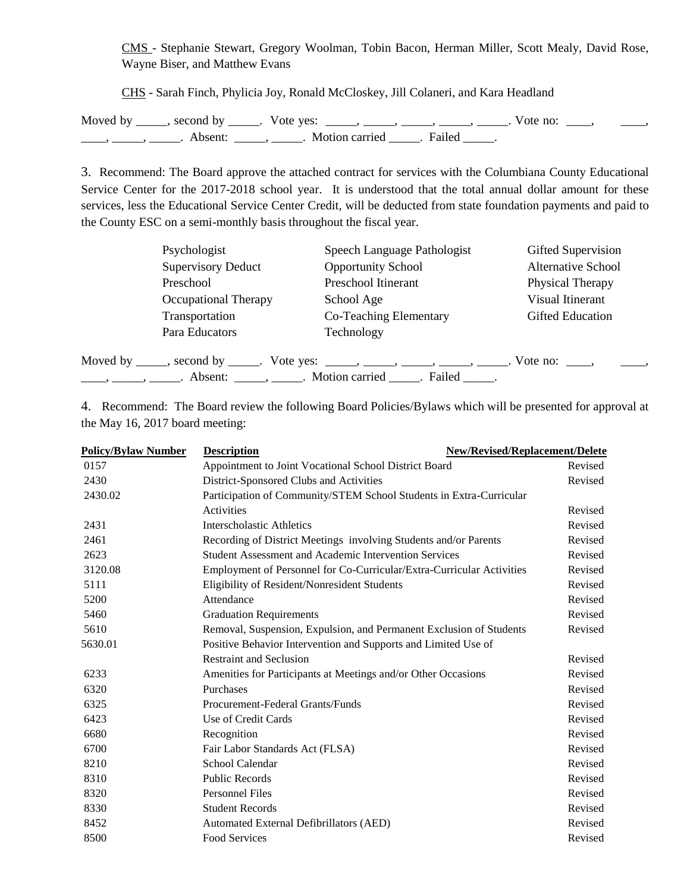CMS - Stephanie Stewart, Gregory Woolman, Tobin Bacon, Herman Miller, Scott Mealy, David Rose, Wayne Biser, and Matthew Evans

CHS - Sarah Finch, Phylicia Joy, Ronald McCloskey, Jill Colaneri, and Kara Headland

Moved by _____, second by _____. Vote yes: _____, _____, _____, _____, _____. Vote no: ____, ____, ____, _____, _____. Absent: _____, _____. Motion carried _____. Failed _____.

3. Recommend: The Board approve the attached contract for services with the Columbiana County Educational Service Center for the 2017-2018 school year. It is understood that the total annual dollar amount for these services, less the Educational Service Center Credit, will be deducted from state foundation payments and paid to the County ESC on a semi-monthly basis throughout the fiscal year.

| | | |
|---|---|---|
| Psychologist | Speech Language Pathologist | Gifted Supervision |
| Supervisory Deduct | Opportunity School | Alternative School |
| Preschool | Preschool Itinerant | Physical Therapy |
| Occupational Therapy | School Age | Visual Itinerant |
| Transportation | Co-Teaching Elementary | Gifted Education |
| Para Educators | Technology | |

Moved by _____, second by _____. Vote yes: _____, _____, _____, _____, _____. Vote no: ____, ____, ____, _____, _____. Absent: _____, _____. Motion carried _____. Failed _____.

4. Recommend: The Board review the following Board Policies/Bylaws which will be presented for approval at the May 16, 2017 board meeting:

| Policy/Bylaw Number | Description | New/Revised/Replacement/Delete |
|---|---|---|
| 0157 | Appointment to Joint Vocational School District Board | Revised |
| 2430 | District-Sponsored Clubs and Activities | Revised |
| 2430.02 | Participation of Community/STEM School Students in Extra-Curricular Activities | Revised |
| 2431 | Interscholastic Athletics | Revised |
| 2461 | Recording of District Meetings involving Students and/or Parents | Revised |
| 2623 | Student Assessment and Academic Intervention Services | Revised |
| 3120.08 | Employment of Personnel for Co-Curricular/Extra-Curricular Activities | Revised |
| 5111 | Eligibility of Resident/Nonresident Students | Revised |
| 5200 | Attendance | Revised |
| 5460 | Graduation Requirements | Revised |
| 5610 | Removal, Suspension, Expulsion, and Permanent Exclusion of Students | Revised |
| 5630.01 | Positive Behavior Intervention and Supports and Limited Use of Restraint and Seclusion | Revised |
| 6233 | Amenities for Participants at Meetings and/or Other Occasions | Revised |
| 6320 | Purchases | Revised |
| 6325 | Procurement-Federal Grants/Funds | Revised |
| 6423 | Use of Credit Cards | Revised |
| 6680 | Recognition | Revised |
| 6700 | Fair Labor Standards Act (FLSA) | Revised |
| 8210 | School Calendar | Revised |
| 8310 | Public Records | Revised |
| 8320 | Personnel Files | Revised |
| 8330 | Student Records | Revised |
| 8452 | Automated External Defibrillators (AED) | Revised |
| 8500 | Food Services | Revised |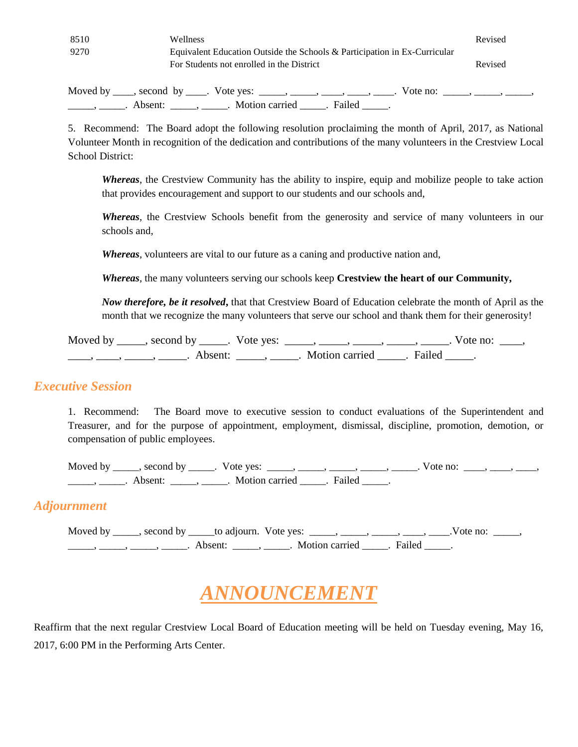| | | |
|---|---|---|
| 8510 | Wellness | Revised |
| 9270 | Equivalent Education Outside the Schools & Participation in Ex-Curricular For Students not enrolled in the District | Revised |

Moved by ____, second by ____. Vote yes: _____, _____, ____, ____, ____. Vote no: _____, _____, _____, _____, _____. Absent: _____, _____. Motion carried _____. Failed _____.

5. Recommend: The Board adopt the following resolution proclaiming the month of April, 2017, as National Volunteer Month in recognition of the dedication and contributions of the many volunteers in the Crestview Local School District:

> ***Whereas***, the Crestview Community has the ability to inspire, equip and mobilize people to take action that provides encouragement and support to our students and our schools and,
>
> ***Whereas***, the Crestview Schools benefit from the generosity and service of many volunteers in our schools and,
>
> ***Whereas***, volunteers are vital to our future as a caning and productive nation and,
>
> ***Whereas***, the many volunteers serving our schools keep **Crestview the heart of our Community,**
>
> ***Now therefore, be it resolved***, that that Crestview Board of Education celebrate the month of April as the month that we recognize the many volunteers that serve our school and thank them for their generosity!

Moved by _____, second by _____. Vote yes: _____, _____, _____, _____, _____. Vote no: ____, ____, ____, _____, _____. Absent: _____, _____. Motion carried _____. Failed _____.

## *Executive Session*

1. Recommend: The Board move to executive session to conduct evaluations of the Superintendent and Treasurer, and for the purpose of appointment, employment, dismissal, discipline, promotion, demotion, or compensation of public employees.

Moved by _____, second by _____. Vote yes: _____, _____, _____, _____, _____. Vote no: ____, ____, ____, _____, _____. Absent: _____, _____. Motion carried _____. Failed _____.

## *Adjournment*

Moved by _____, second by _____to adjourn. Vote yes: _____, _____, _____, ____, ____.Vote no: _____, _____, _____, _____, _____. Absent: _____, _____. Motion carried _____. Failed _____.

# ***ANNOUNCEMENT***

Reaffirm that the next regular Crestview Local Board of Education meeting will be held on Tuesday evening, May 16, 2017, 6:00 PM in the Performing Arts Center.